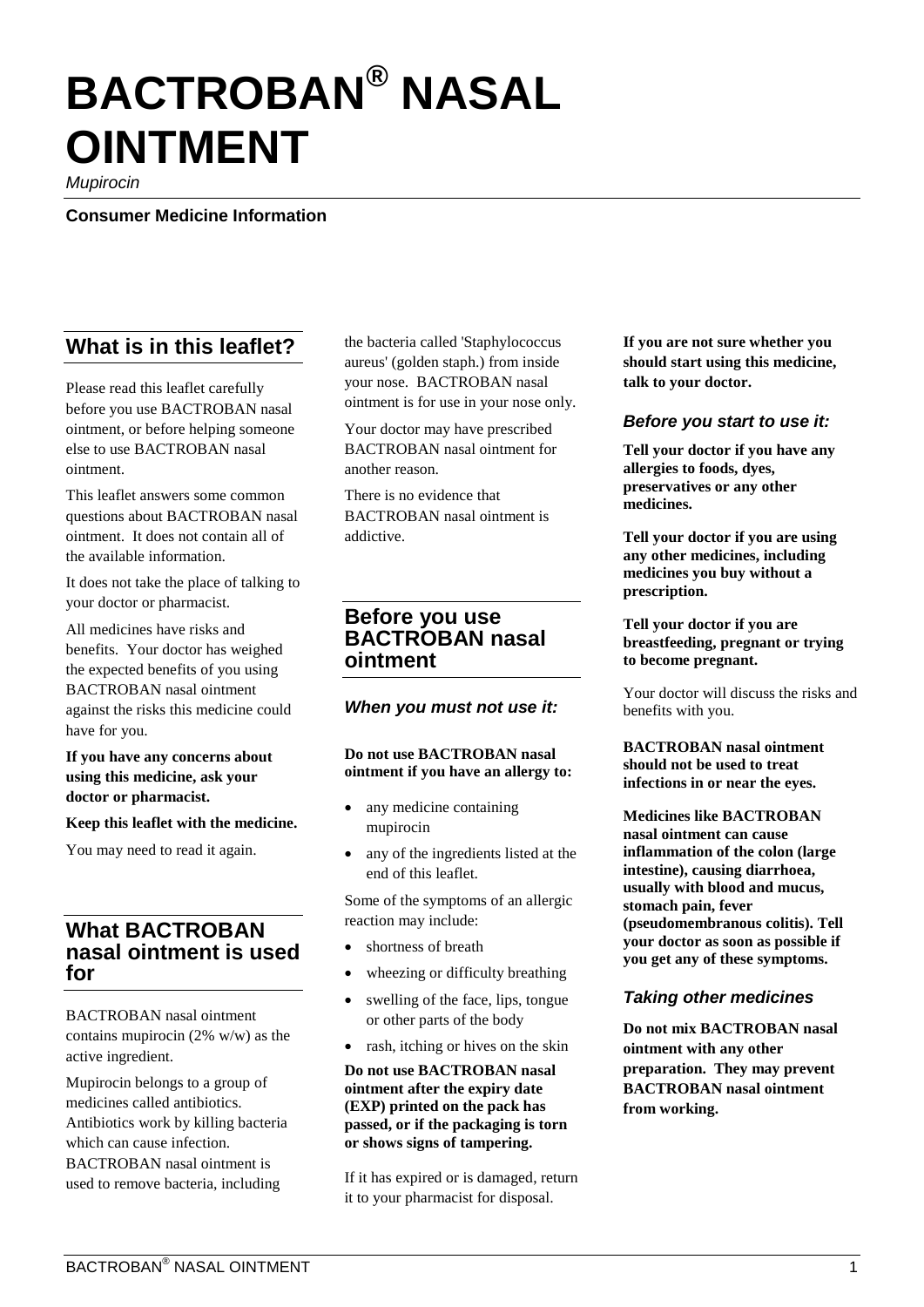# BACTROBAN® NASAL OINTMENT

*Mupirocin*

**Consumer Medicine Information**

## What is in this leaflet?

Please read this leaflet carefully before you use BACTROBAN nasal ointment, or before helping someone else to use BACTROBAN nasal ointment.

This leaflet answers some common questions about BACTROBAN nasal ointment. It does not contain all of the available information.

It does not take the place of talking to your doctor or pharmacist.

All medicines have risks and benefits. Your doctor has weighed the expected benefits of you using BACTROBAN nasal ointment against the risks this medicine could have for you.

**If you have any concerns about using this medicine, ask your doctor or pharmacist.**

**Keep this leaflet with the medicine.**

You may need to read it again.

## What BACTROBAN nasal ointment is used for

BACTROBAN nasal ointment contains mupirocin (2% w/w) as the active ingredient.

Mupirocin belongs to a group of medicines called antibiotics. Antibiotics work by killing bacteria which can cause infection. BACTROBAN nasal ointment is used to remove bacteria, including the bacteria called 'Staphylococcus aureus' (golden staph.) from inside your nose. BACTROBAN nasal ointment is for use in your nose only.

Your doctor may have prescribed BACTROBAN nasal ointment for another reason.

There is no evidence that BACTROBAN nasal ointment is addictive.

## Before you use BACTROBAN nasal ointment

### *When you must not use it:*

**Do not use BACTROBAN nasal ointment if you have an allergy to:**

- any medicine containing mupirocin
- any of the ingredients listed at the end of this leaflet.

Some of the symptoms of an allergic reaction may include:

- shortness of breath
- wheezing or difficulty breathing
- swelling of the face, lips, tongue or other parts of the body
- rash, itching or hives on the skin

**Do not use BACTROBAN nasal ointment after the expiry date (EXP) printed on the pack has passed, or if the packaging is torn or shows signs of tampering.**

If it has expired or is damaged, return it to your pharmacist for disposal.

**If you are not sure whether you should start using this medicine, talk to your doctor.**

### *Before you start to use it:*

**Tell your doctor if you have any allergies to foods, dyes, preservatives or any other medicines.**

**Tell your doctor if you are using any other medicines, including medicines you buy without a prescription.**

**Tell your doctor if you are breastfeeding, pregnant or trying to become pregnant.**

Your doctor will discuss the risks and benefits with you.

**BACTROBAN nasal ointment should not be used to treat infections in or near the eyes.**

**Medicines like BACTROBAN nasal ointment can cause inflammation of the colon (large intestine), causing diarrhoea, usually with blood and mucus, stomach pain, fever (pseudomembranous colitis). Tell your doctor as soon as possible if you get any of these symptoms.**

### *Taking other medicines*

**Do not mix BACTROBAN nasal ointment with any other preparation. They may prevent BACTROBAN nasal ointment from working.**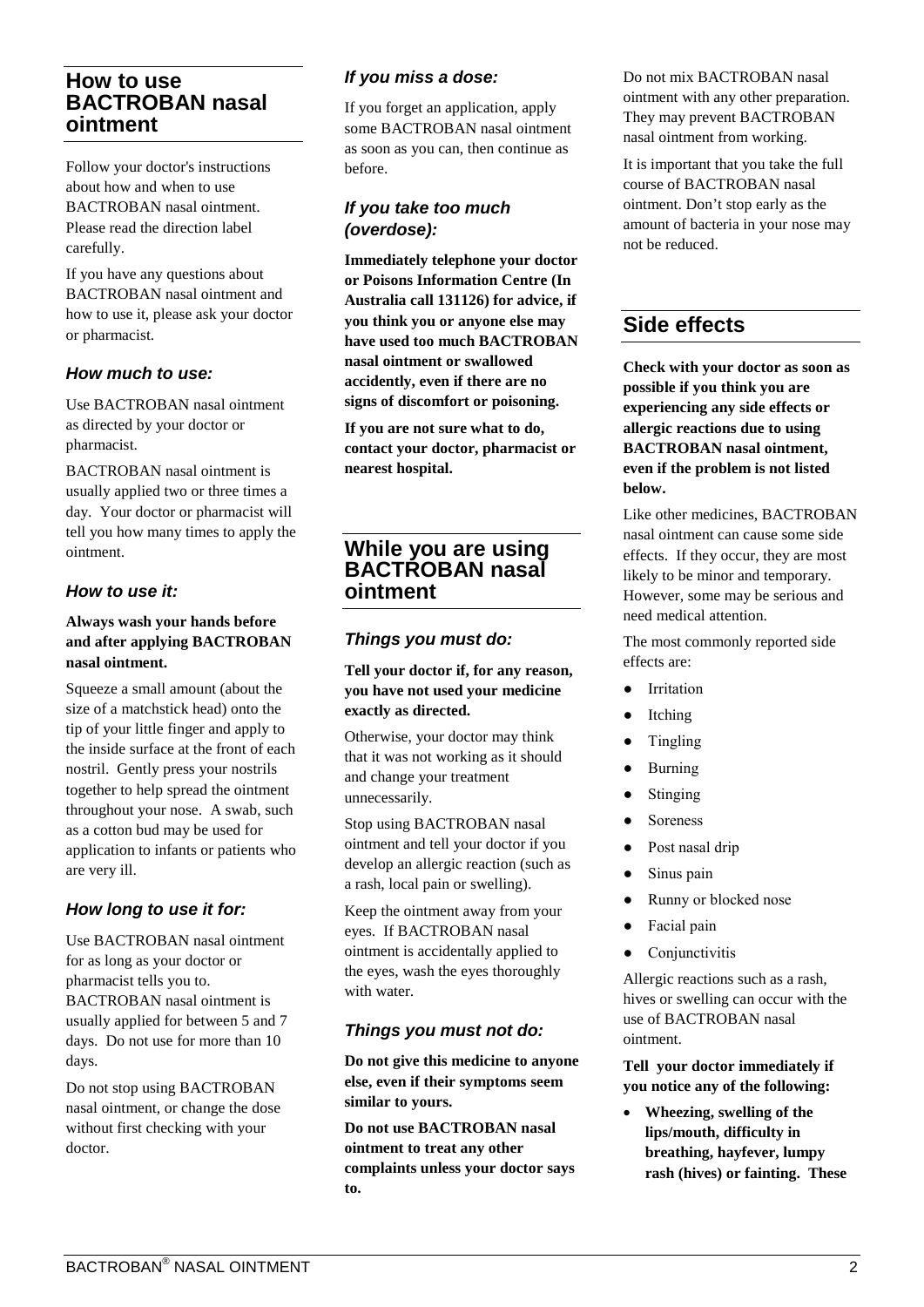## How to use BACTROBAN nasal ointment

Follow your doctor's instructions about how and when to use BACTROBAN nasal ointment. Please read the direction label carefully.

If you have any questions about BACTROBAN nasal ointment and how to use it, please ask your doctor or pharmacist.

### *How much to use:*

Use BACTROBAN nasal ointment as directed by your doctor or pharmacist.

BACTROBAN nasal ointment is usually applied two or three times a day. Your doctor or pharmacist will tell you how many times to apply the ointment.

### *How to use it:*

**Always wash your hands before and after applying BACTROBAN nasal ointment.**

Squeeze a small amount (about the size of a matchstick head) onto the tip of your little finger and apply to the inside surface at the front of each nostril. Gently press your nostrils together to help spread the ointment throughout your nose. A swab, such as a cotton bud may be used for application to infants or patients who are very ill.

### *How long to use it for:*

Use BACTROBAN nasal ointment for as long as your doctor or pharmacist tells you to. BACTROBAN nasal ointment is usually applied for between 5 and 7 days. Do not use for more than 10 days.

Do not stop using BACTROBAN nasal ointment, or change the dose without first checking with your doctor.

### *If you miss a dose:*

If you forget an application, apply some BACTROBAN nasal ointment as soon as you can, then continue as before.

### *If you take too much (overdose):*

**Immediately telephone your doctor or Poisons Information Centre (In Australia call 131126) for advice, if you think you or anyone else may have used too much BACTROBAN nasal ointment or swallowed accidently, even if there are no signs of discomfort or poisoning.**

**If you are not sure what to do, contact your doctor, pharmacist or nearest hospital.**

## While you are using BACTROBAN nasal ointment

### *Things you must do:*

**Tell your doctor if, for any reason, you have not used your medicine exactly as directed.**

Otherwise, your doctor may think that it was not working as it should and change your treatment unnecessarily.

Stop using BACTROBAN nasal ointment and tell your doctor if you develop an allergic reaction (such as a rash, local pain or swelling).

Keep the ointment away from your eyes. If BACTROBAN nasal ointment is accidentally applied to the eyes, wash the eyes thoroughly with water.

### *Things you must not do:*

**Do not give this medicine to anyone else, even if their symptoms seem similar to yours.**

**Do not use BACTROBAN nasal ointment to treat any other complaints unless your doctor says to.**

Do not mix BACTROBAN nasal ointment with any other preparation. They may prevent BACTROBAN nasal ointment from working.

It is important that you take the full course of BACTROBAN nasal ointment. Don't stop early as the amount of bacteria in your nose may not be reduced.

## Side effects

**Check with your doctor as soon as possible if you think you are experiencing any side effects or allergic reactions due to using BACTROBAN nasal ointment, even if the problem is not listed below.**

Like other medicines, BACTROBAN nasal ointment can cause some side effects. If they occur, they are most likely to be minor and temporary. However, some may be serious and need medical attention.

The most commonly reported side effects are:

- Irritation
- Itching
- Tingling
- Burning
- Stinging
- Soreness
- Post nasal drip
- Sinus pain
- Runny or blocked nose
- Facial pain
- Conjunctivitis

Allergic reactions such as a rash, hives or swelling can occur with the use of BACTROBAN nasal ointment.

**Tell your doctor immediately if you notice any of the following:**

- **Wheezing, swelling of the lips/mouth, difficulty in breathing, hayfever, lumpy rash (hives) or fainting. These**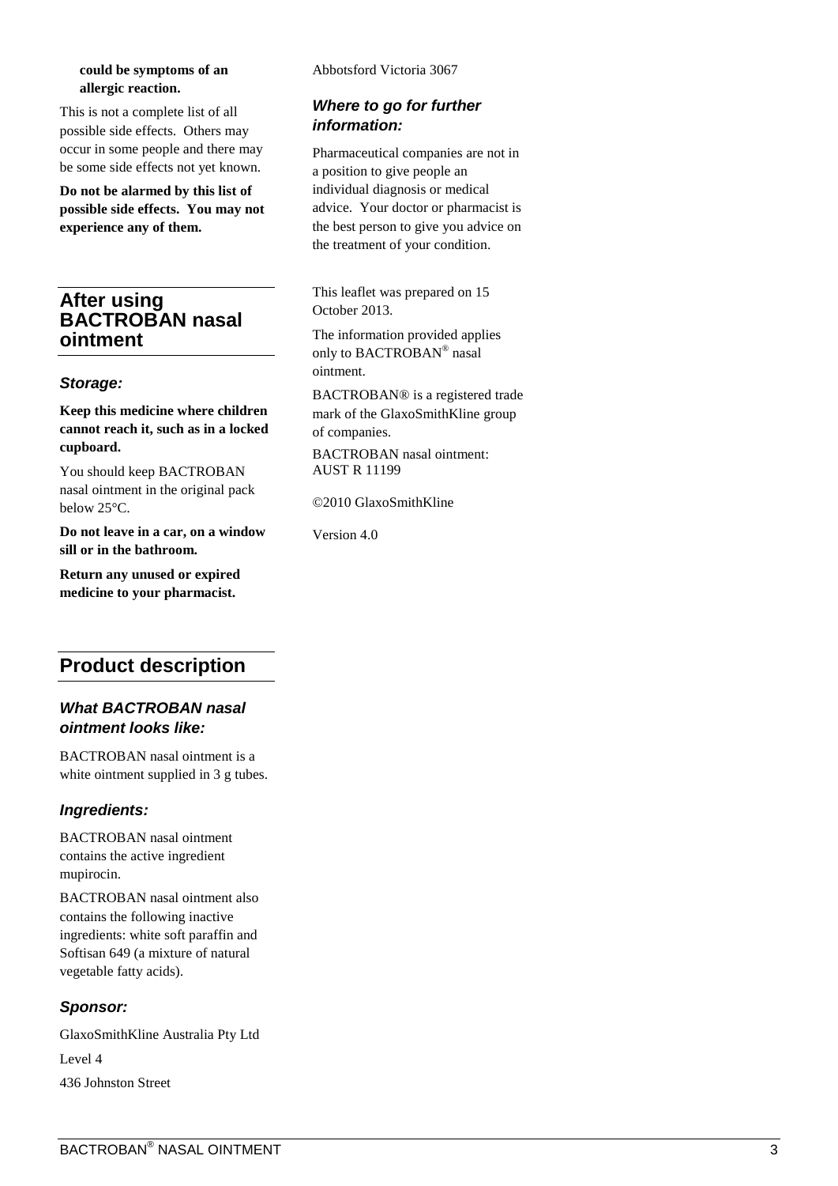**could be symptoms of an allergic reaction.**

This is not a complete list of all possible side effects. Others may occur in some people and there may be some side effects not yet known.

**Do not be alarmed by this list of possible side effects. You may not experience any of them.**

## After using BACTROBAN nasal ointment

### *Storage:*

**Keep this medicine where children cannot reach it, such as in a locked cupboard.**

You should keep BACTROBAN nasal ointment in the original pack below 25°C.

**Do not leave in a car, on a window sill or in the bathroom.**

**Return any unused or expired medicine to your pharmacist.**

## Product description

### *What BACTROBAN nasal ointment looks like:*

BACTROBAN nasal ointment is a white ointment supplied in 3 g tubes.

### *Ingredients:*

BACTROBAN nasal ointment contains the active ingredient mupirocin.

BACTROBAN nasal ointment also contains the following inactive ingredients: white soft paraffin and Softisan 649 (a mixture of natural vegetable fatty acids).

### *Sponsor:*

GlaxoSmithKline Australia Pty Ltd

Level 4

436 Johnston Street

Abbotsford Victoria 3067

### *Where to go for further information:*

Pharmaceutical companies are not in a position to give people an individual diagnosis or medical advice. Your doctor or pharmacist is the best person to give you advice on the treatment of your condition.

This leaflet was prepared on 15 October 2013.

The information provided applies only to BACTROBAN® nasal ointment.

BACTROBAN® is a registered trade mark of the GlaxoSmithKline group of companies.

BACTROBAN nasal ointment: AUST R 11199

©2010 GlaxoSmithKline

Version 4.0